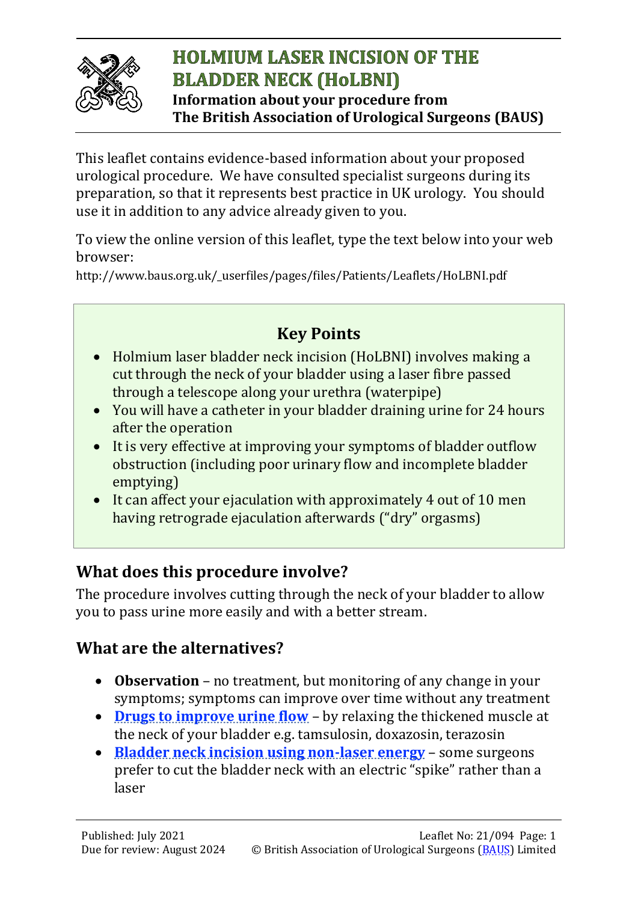# HOLMIUM LASER INCISION OF THE BLADDER NECK (HoLBNI)

**Information about your procedure from**
**The British Association of Urological Surgeons (BAUS)**

This leaflet contains evidence-based information about your proposed urological procedure. We have consulted specialist surgeons during its preparation, so that it represents best practice in UK urology. You should use it in addition to any advice already given to you.

To view the online version of this leaflet, type the text below into your web browser:

http://www.baus.org.uk/_userfiles/pages/files/Patients/Leaflets/HoLBNI.pdf

## Key Points

- Holmium laser bladder neck incision (HoLBNI) involves making a cut through the neck of your bladder using a laser fibre passed through a telescope along your urethra (waterpipe)
- You will have a catheter in your bladder draining urine for 24 hours after the operation
- It is very effective at improving your symptoms of bladder outflow obstruction (including poor urinary flow and incomplete bladder emptying)
- It can affect your ejaculation with approximately 4 out of 10 men having retrograde ejaculation afterwards ("dry" orgasms)

## What does this procedure involve?

The procedure involves cutting through the neck of your bladder to allow you to pass urine more easily and with a better stream.

## What are the alternatives?

- **Observation** – no treatment, but monitoring of any change in your symptoms; symptoms can improve over time without any treatment
- **Drugs to improve urine flow** – by relaxing the thickened muscle at the neck of your bladder e.g. tamsulosin, doxazosin, terazosin
- **Bladder neck incision using non-laser energy** – some surgeons prefer to cut the bladder neck with an electric "spike" rather than a laser

Published: July 2021
Due for review: August 2024
Leaflet No: 21/094
© British Association of Urological Surgeons (BAUS) Limited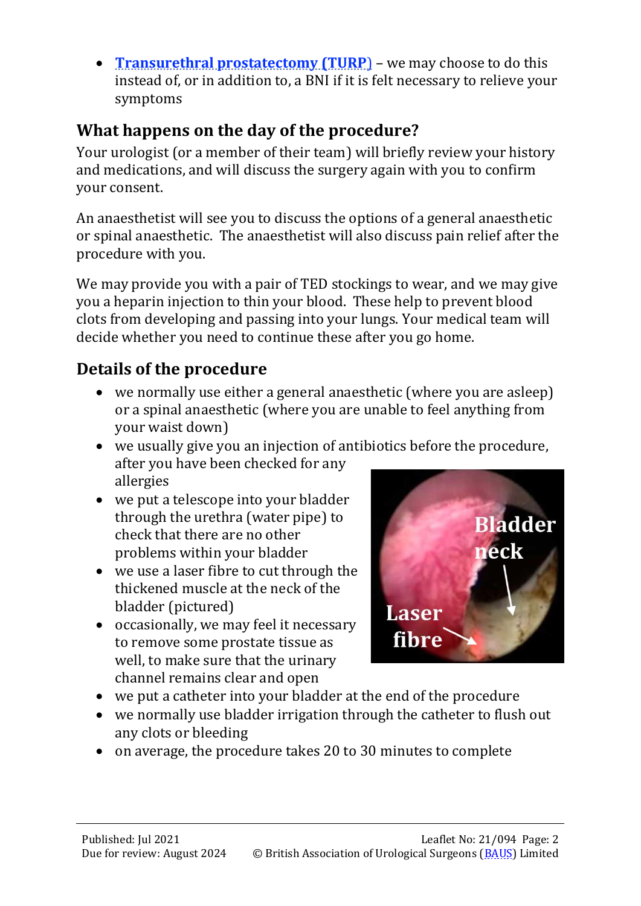- **Transurethral prostatectomy (TURP)** – we may choose to do this instead of, or in addition to, a BNI if it is felt necessary to relieve your symptoms

## What happens on the day of the procedure?

Your urologist (or a member of their team) will briefly review your history and medications, and will discuss the surgery again with you to confirm your consent.

An anaesthetist will see you to discuss the options of a general anaesthetic or spinal anaesthetic. The anaesthetist will also discuss pain relief after the procedure with you.

We may provide you with a pair of TED stockings to wear, and we may give you a heparin injection to thin your blood. These help to prevent blood clots from developing and passing into your lungs. Your medical team will decide whether you need to continue these after you go home.

## Details of the procedure

- we normally use either a general anaesthetic (where you are asleep) or a spinal anaesthetic (where you are unable to feel anything from your waist down)
- we usually give you an injection of antibiotics before the procedure, after you have been checked for any allergies
- we put a telescope into your bladder through the urethra (water pipe) to check that there are no other problems within your bladder
- we use a laser fibre to cut through the thickened muscle at the neck of the bladder (pictured)
- occasionally, we may feel it necessary to remove some prostate tissue as well, to make sure that the urinary channel remains clear and open
- we put a catheter into your bladder at the end of the procedure
- we normally use bladder irrigation through the catheter to flush out any clots or bleeding
- on average, the procedure takes 20 to 30 minutes to complete

Bladder neck

Laser fibre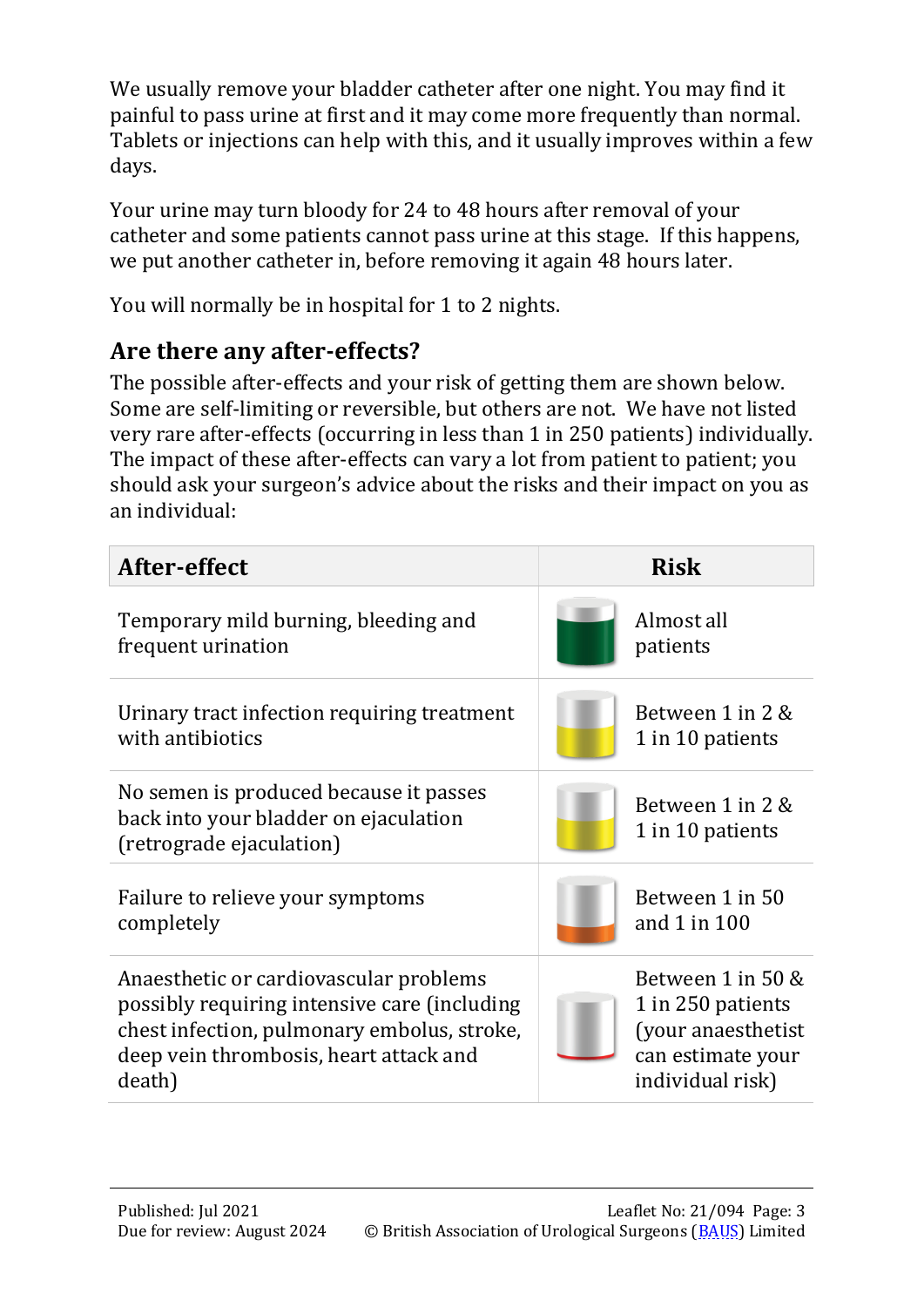We usually remove your bladder catheter after one night. You may find it painful to pass urine at first and it may come more frequently than normal. Tablets or injections can help with this, and it usually improves within a few days.

Your urine may turn bloody for 24 to 48 hours after removal of your catheter and some patients cannot pass urine at this stage. If this happens, we put another catheter in, before removing it again 48 hours later.

You will normally be in hospital for 1 to 2 nights.

## Are there any after-effects?

The possible after-effects and your risk of getting them are shown below. Some are self-limiting or reversible, but others are not. We have not listed very rare after-effects (occurring in less than 1 in 250 patients) individually. The impact of these after-effects can vary a lot from patient to patient; you should ask your surgeon's advice about the risks and their impact on you as an individual:

| After-effect | Risk |
|---|---|
| Temporary mild burning, bleeding and frequent urination | Almost all patients |
| Urinary tract infection requiring treatment with antibiotics | Between 1 in 2 & 1 in 10 patients |
| No semen is produced because it passes back into your bladder on ejaculation (retrograde ejaculation) | Between 1 in 2 & 1 in 10 patients |
| Failure to relieve your symptoms completely | Between 1 in 50 and 1 in 100 |
| Anaesthetic or cardiovascular problems possibly requiring intensive care (including chest infection, pulmonary embolus, stroke, deep vein thrombosis, heart attack and death) | Between 1 in 50 & 1 in 250 patients (your anaesthetist can estimate your individual risk) |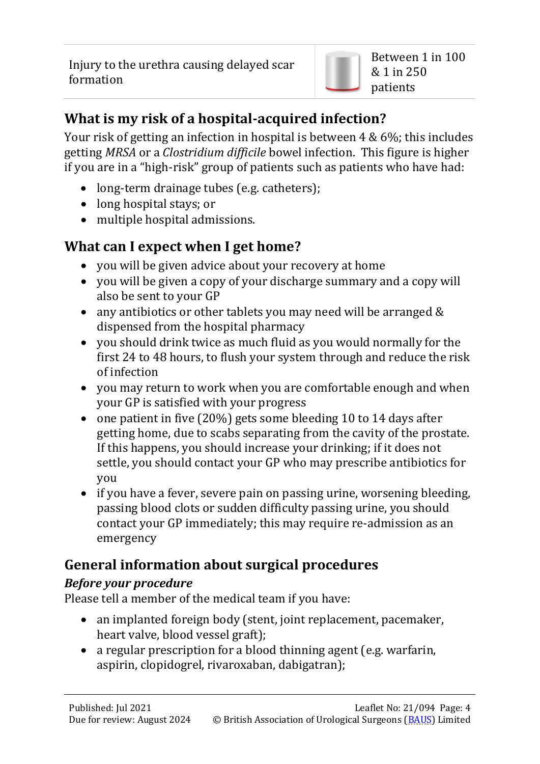| Injury to the urethra causing delayed scar formation | Between 1 in 100 & 1 in 250 patients |
|---|---|

## What is my risk of a hospital-acquired infection?

Your risk of getting an infection in hospital is between 4 & 6%; this includes getting *MRSA* or a *Clostridium difficile* bowel infection. This figure is higher if you are in a “high-risk” group of patients such as patients who have had:

- long-term drainage tubes (e.g. catheters);
- long hospital stays; or
- multiple hospital admissions.

## What can I expect when I get home?

- you will be given advice about your recovery at home
- you will be given a copy of your discharge summary and a copy will also be sent to your GP
- any antibiotics or other tablets you may need will be arranged & dispensed from the hospital pharmacy
- you should drink twice as much fluid as you would normally for the first 24 to 48 hours, to flush your system through and reduce the risk of infection
- you may return to work when you are comfortable enough and when your GP is satisfied with your progress
- one patient in five (20%) gets some bleeding 10 to 14 days after getting home, due to scabs separating from the cavity of the prostate. If this happens, you should increase your drinking; if it does not settle, you should contact your GP who may prescribe antibiotics for you
- if you have a fever, severe pain on passing urine, worsening bleeding, passing blood clots or sudden difficulty passing urine, you should contact your GP immediately; this may require re-admission as an emergency

## General information about surgical procedures

### *Before your procedure*

Please tell a member of the medical team if you have:

- an implanted foreign body (stent, joint replacement, pacemaker, heart valve, blood vessel graft);
- a regular prescription for a blood thinning agent (e.g. warfarin, aspirin, clopidogrel, rivaroxaban, dabigatran);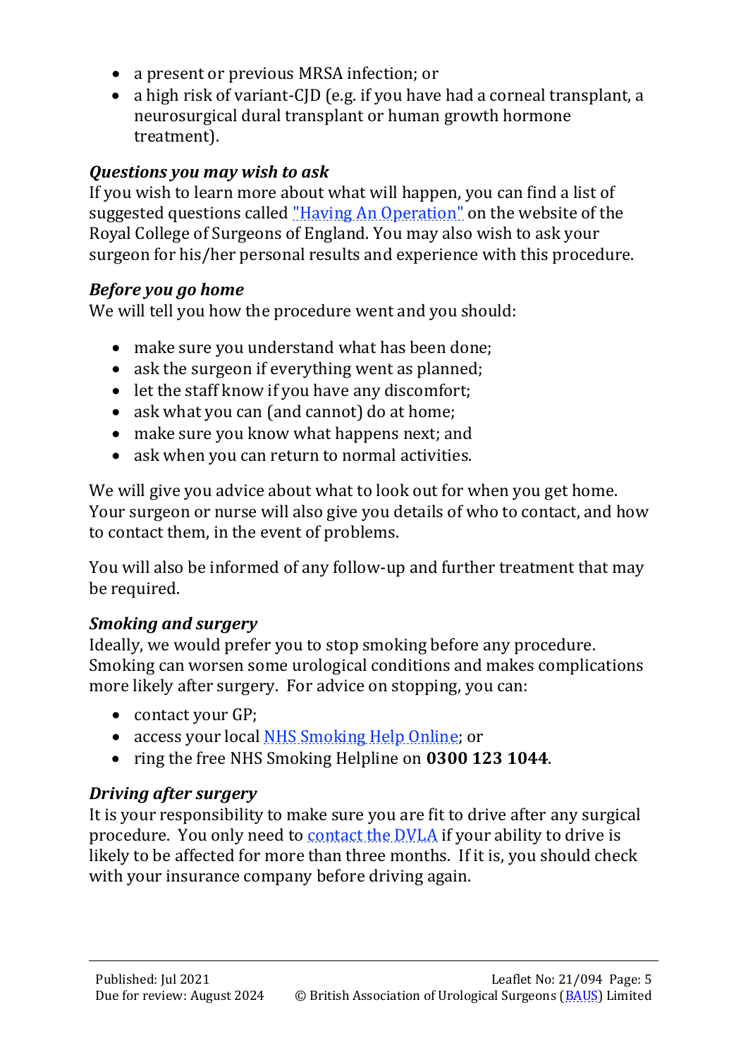- a present or previous MRSA infection; or
- a high risk of variant-CJD (e.g. if you have had a corneal transplant, a neurosurgical dural transplant or human growth hormone treatment).

### *Questions you may wish to ask*

If you wish to learn more about what will happen, you can find a list of suggested questions called "Having An Operation" on the website of the Royal College of Surgeons of England. You may also wish to ask your surgeon for his/her personal results and experience with this procedure.

### *Before you go home*

We will tell you how the procedure went and you should:

- make sure you understand what has been done;
- ask the surgeon if everything went as planned;
- let the staff know if you have any discomfort;
- ask what you can (and cannot) do at home;
- make sure you know what happens next; and
- ask when you can return to normal activities.

We will give you advice about what to look out for when you get home. Your surgeon or nurse will also give you details of who to contact, and how to contact them, in the event of problems.

You will also be informed of any follow-up and further treatment that may be required.

### *Smoking and surgery*

Ideally, we would prefer you to stop smoking before any procedure. Smoking can worsen some urological conditions and makes complications more likely after surgery. For advice on stopping, you can:

- contact your GP;
- access your local NHS Smoking Help Online; or
- ring the free NHS Smoking Helpline on **0300 123 1044**.

### *Driving after surgery*

It is your responsibility to make sure you are fit to drive after any surgical procedure. You only need to contact the DVLA if your ability to drive is likely to be affected for more than three months. If it is, you should check with your insurance company before driving again.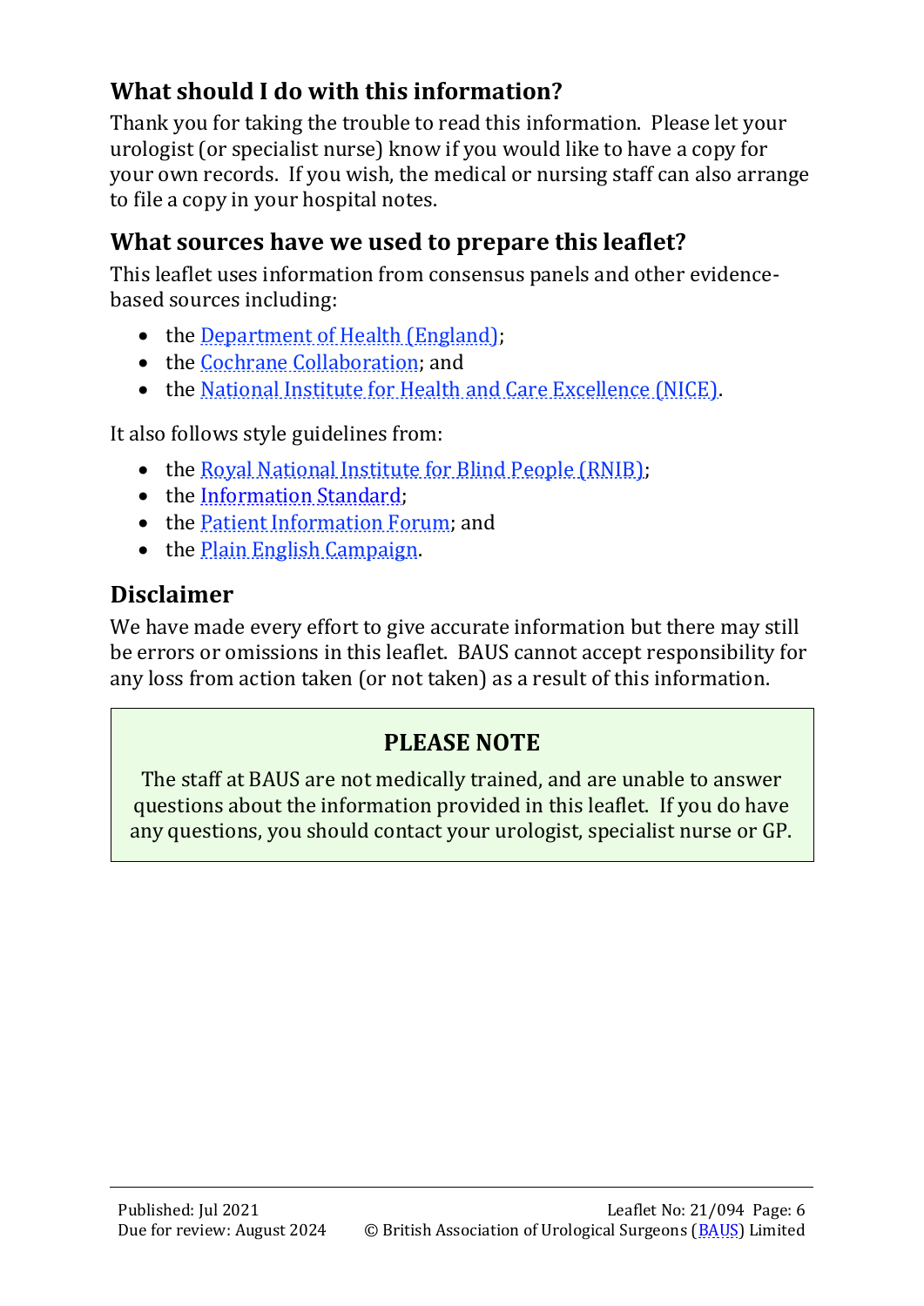## What should I do with this information?

Thank you for taking the trouble to read this information. Please let your urologist (or specialist nurse) know if you would like to have a copy for your own records. If you wish, the medical or nursing staff can also arrange to file a copy in your hospital notes.

## What sources have we used to prepare this leaflet?

This leaflet uses information from consensus panels and other evidence-based sources including:

- the Department of Health (England);
- the Cochrane Collaboration; and
- the National Institute for Health and Care Excellence (NICE).

It also follows style guidelines from:

- the Royal National Institute for Blind People (RNIB);
- the Information Standard;
- the Patient Information Forum; and
- the Plain English Campaign.

## Disclaimer

We have made every effort to give accurate information but there may still be errors or omissions in this leaflet. BAUS cannot accept responsibility for any loss from action taken (or not taken) as a result of this information.

**PLEASE NOTE**

The staff at BAUS are not medically trained, and are unable to answer questions about the information provided in this leaflet. If you do have any questions, you should contact your urologist, specialist nurse or GP.

Published: Jul 2021
Due for review: August 2024
Leaflet No: 21/094
© British Association of Urological Surgeons (BAUS) Limited